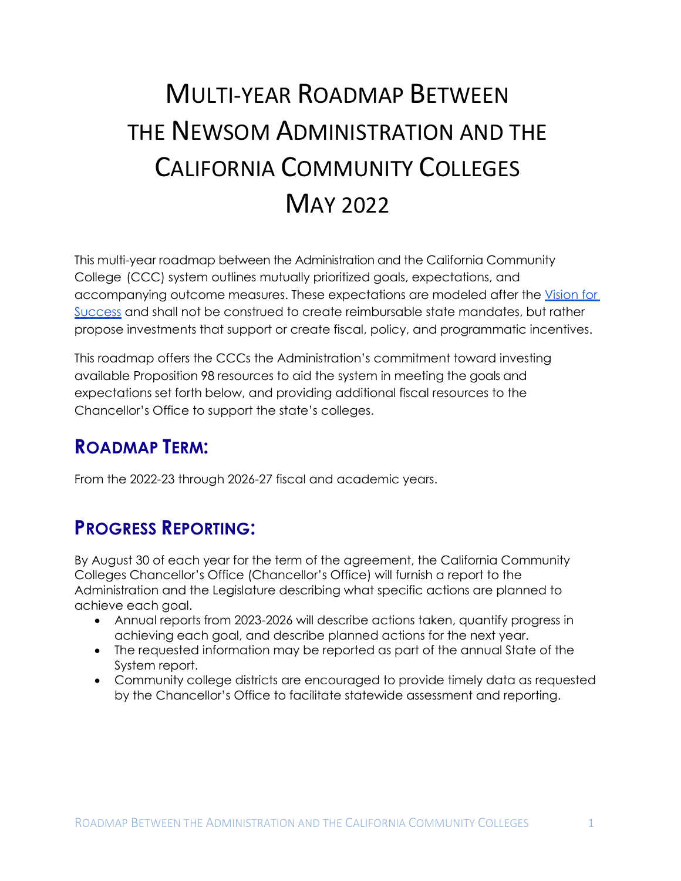# Multi-year Roadmap Between the Newsom Administration and the California Community Colleges May 2022

This multi-year roadmap between the Administration and the California Community College (CCC) system outlines mutually prioritized goals, expectations, and accompanying outcome measures. These expectations are modeled after the [Vision for Success](#) and shall not be construed to create reimbursable state mandates, but rather propose investments that support or create fiscal, policy, and programmatic incentives.

This roadmap offers the CCCs the Administration's commitment toward investing available Proposition 98 resources to aid the system in meeting the goals and expectations set forth below, and providing additional fiscal resources to the Chancellor's Office to support the state's colleges.

## Roadmap Term:

From the 2022-23 through 2026-27 fiscal and academic years.

## Progress Reporting:

By August 30 of each year for the term of the agreement, the California Community Colleges Chancellor's Office (Chancellor's Office) will furnish a report to the Administration and the Legislature describing what specific actions are planned to achieve each goal.

- Annual reports from 2023-2026 will describe actions taken, quantify progress in achieving each goal, and describe planned actions for the next year.
- The requested information may be reported as part of the annual State of the System report.
- Community college districts are encouraged to provide timely data as requested by the Chancellor's Office to facilitate statewide assessment and reporting.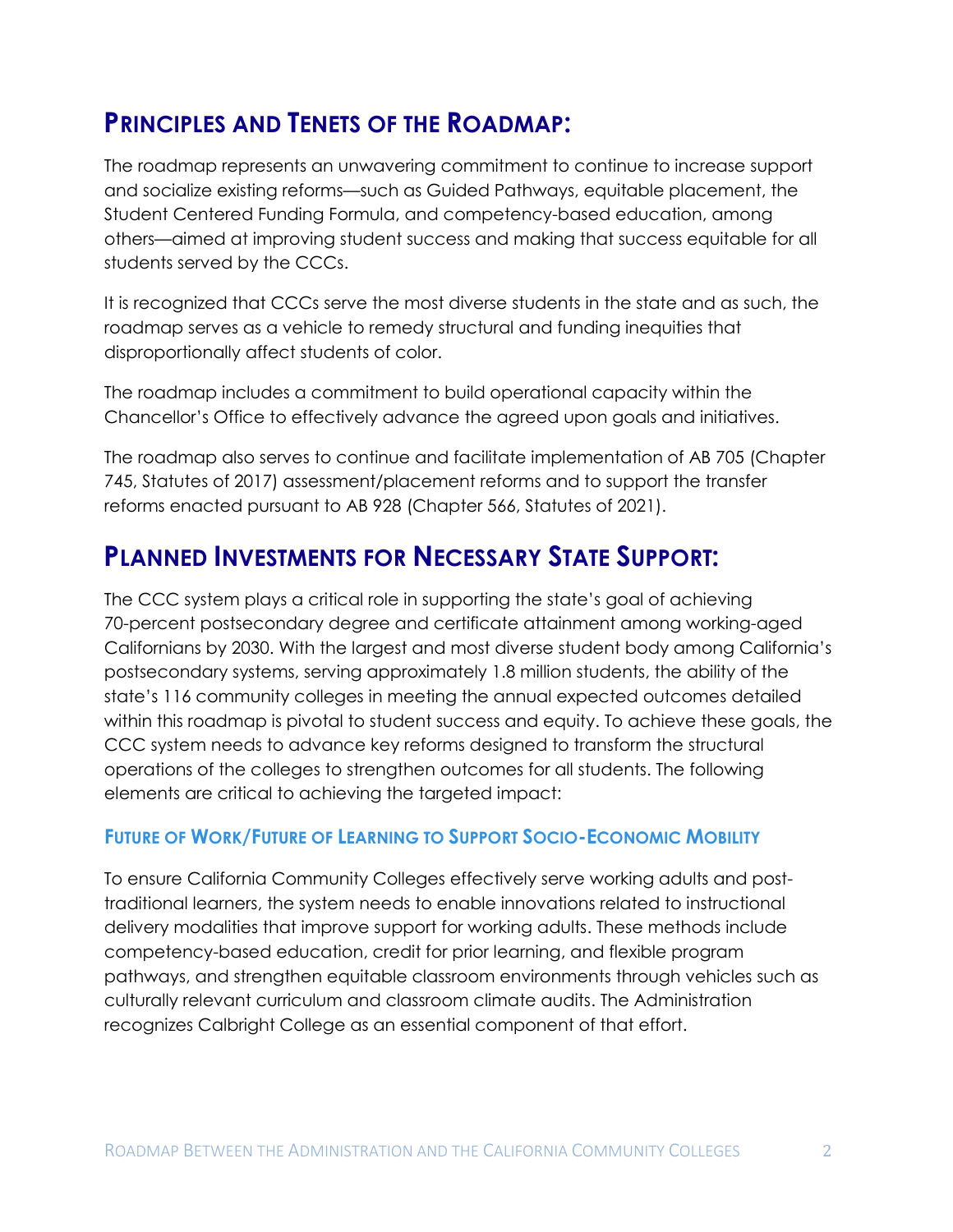## Principles and Tenets of the Roadmap:

The roadmap represents an unwavering commitment to continue to increase support and socialize existing reforms—such as Guided Pathways, equitable placement, the Student Centered Funding Formula, and competency-based education, among others—aimed at improving student success and making that success equitable for all students served by the CCCs.

It is recognized that CCCs serve the most diverse students in the state and as such, the roadmap serves as a vehicle to remedy structural and funding inequities that disproportionally affect students of color.

The roadmap includes a commitment to build operational capacity within the Chancellor's Office to effectively advance the agreed upon goals and initiatives.

The roadmap also serves to continue and facilitate implementation of AB 705 (Chapter 745, Statutes of 2017) assessment/placement reforms and to support the transfer reforms enacted pursuant to AB 928 (Chapter 566, Statutes of 2021).

## Planned Investments for Necessary State Support:

The CCC system plays a critical role in supporting the state's goal of achieving 70-percent postsecondary degree and certificate attainment among working-aged Californians by 2030. With the largest and most diverse student body among California's postsecondary systems, serving approximately 1.8 million students, the ability of the state's 116 community colleges in meeting the annual expected outcomes detailed within this roadmap is pivotal to student success and equity. To achieve these goals, the CCC system needs to advance key reforms designed to transform the structural operations of the colleges to strengthen outcomes for all students. The following elements are critical to achieving the targeted impact:

### Future of Work/Future of Learning to Support Socio-Economic Mobility

To ensure California Community Colleges effectively serve working adults and post-traditional learners, the system needs to enable innovations related to instructional delivery modalities that improve support for working adults. These methods include competency-based education, credit for prior learning, and flexible program pathways, and strengthen equitable classroom environments through vehicles such as culturally relevant curriculum and classroom climate audits. The Administration recognizes Calbright College as an essential component of that effort.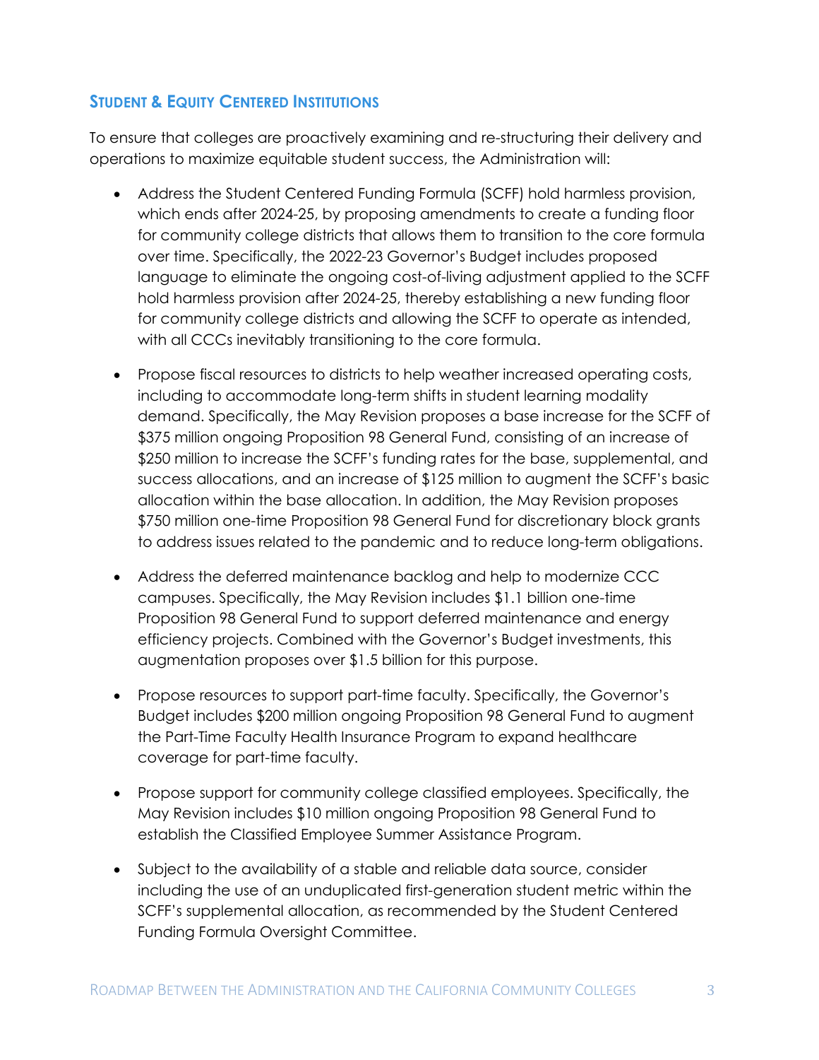## Student & Equity Centered Institutions

To ensure that colleges are proactively examining and re-structuring their delivery and operations to maximize equitable student success, the Administration will:

- Address the Student Centered Funding Formula (SCFF) hold harmless provision, which ends after 2024-25, by proposing amendments to create a funding floor for community college districts that allows them to transition to the core formula over time. Specifically, the 2022-23 Governor's Budget includes proposed language to eliminate the ongoing cost-of-living adjustment applied to the SCFF hold harmless provision after 2024-25, thereby establishing a new funding floor for community college districts and allowing the SCFF to operate as intended, with all CCCs inevitably transitioning to the core formula.

- Propose fiscal resources to districts to help weather increased operating costs, including to accommodate long-term shifts in student learning modality demand. Specifically, the May Revision proposes a base increase for the SCFF of $375 million ongoing Proposition 98 General Fund, consisting of an increase of $250 million to increase the SCFF's funding rates for the base, supplemental, and success allocations, and an increase of $125 million to augment the SCFF's basic allocation within the base allocation. In addition, the May Revision proposes $750 million one-time Proposition 98 General Fund for discretionary block grants to address issues related to the pandemic and to reduce long-term obligations.

- Address the deferred maintenance backlog and help to modernize CCC campuses. Specifically, the May Revision includes $1.1 billion one-time Proposition 98 General Fund to support deferred maintenance and energy efficiency projects. Combined with the Governor's Budget investments, this augmentation proposes over $1.5 billion for this purpose.

- Propose resources to support part-time faculty. Specifically, the Governor's Budget includes $200 million ongoing Proposition 98 General Fund to augment the Part-Time Faculty Health Insurance Program to expand healthcare coverage for part-time faculty.

- Propose support for community college classified employees. Specifically, the May Revision includes $10 million ongoing Proposition 98 General Fund to establish the Classified Employee Summer Assistance Program.

- Subject to the availability of a stable and reliable data source, consider including the use of an unduplicated first-generation student metric within the SCFF's supplemental allocation, as recommended by the Student Centered Funding Formula Oversight Committee.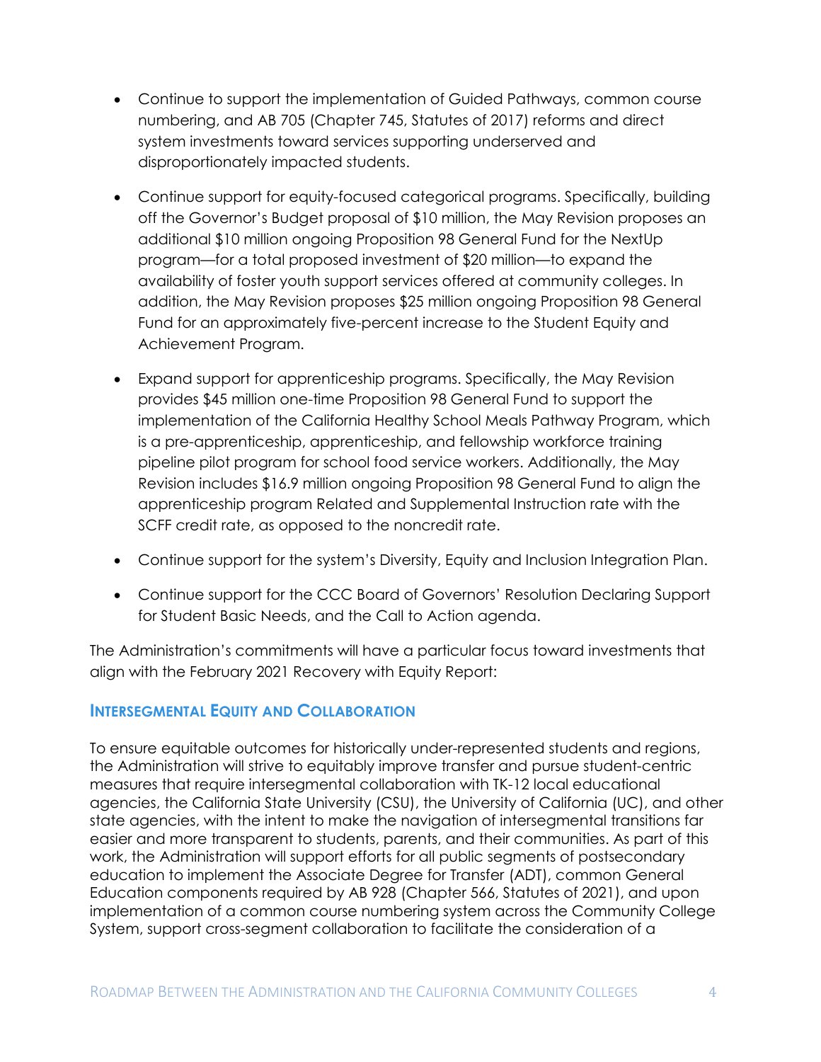- Continue to support the implementation of Guided Pathways, common course numbering, and AB 705 (Chapter 745, Statutes of 2017) reforms and direct system investments toward services supporting underserved and disproportionately impacted students.
- Continue support for equity-focused categorical programs. Specifically, building off the Governor's Budget proposal of $10 million, the May Revision proposes an additional $10 million ongoing Proposition 98 General Fund for the NextUp program—for a total proposed investment of $20 million—to expand the availability of foster youth support services offered at community colleges. In addition, the May Revision proposes $25 million ongoing Proposition 98 General Fund for an approximately five-percent increase to the Student Equity and Achievement Program.
- Expand support for apprenticeship programs. Specifically, the May Revision provides $45 million one-time Proposition 98 General Fund to support the implementation of the California Healthy School Meals Pathway Program, which is a pre-apprenticeship, apprenticeship, and fellowship workforce training pipeline pilot program for school food service workers. Additionally, the May Revision includes $16.9 million ongoing Proposition 98 General Fund to align the apprenticeship program Related and Supplemental Instruction rate with the SCFF credit rate, as opposed to the noncredit rate.
- Continue support for the system's Diversity, Equity and Inclusion Integration Plan.
- Continue support for the CCC Board of Governors' Resolution Declaring Support for Student Basic Needs, and the Call to Action agenda.

The Administration's commitments will have a particular focus toward investments that align with the February 2021 Recovery with Equity Report:

## Intersegmental Equity and Collaboration

To ensure equitable outcomes for historically under-represented students and regions, the Administration will strive to equitably improve transfer and pursue student-centric measures that require intersegmental collaboration with TK-12 local educational agencies, the California State University (CSU), the University of California (UC), and other state agencies, with the intent to make the navigation of intersegmental transitions far easier and more transparent to students, parents, and their communities. As part of this work, the Administration will support efforts for all public segments of postsecondary education to implement the Associate Degree for Transfer (ADT), common General Education components required by AB 928 (Chapter 566, Statutes of 2021), and upon implementation of a common course numbering system across the Community College System, support cross-segment collaboration to facilitate the consideration of a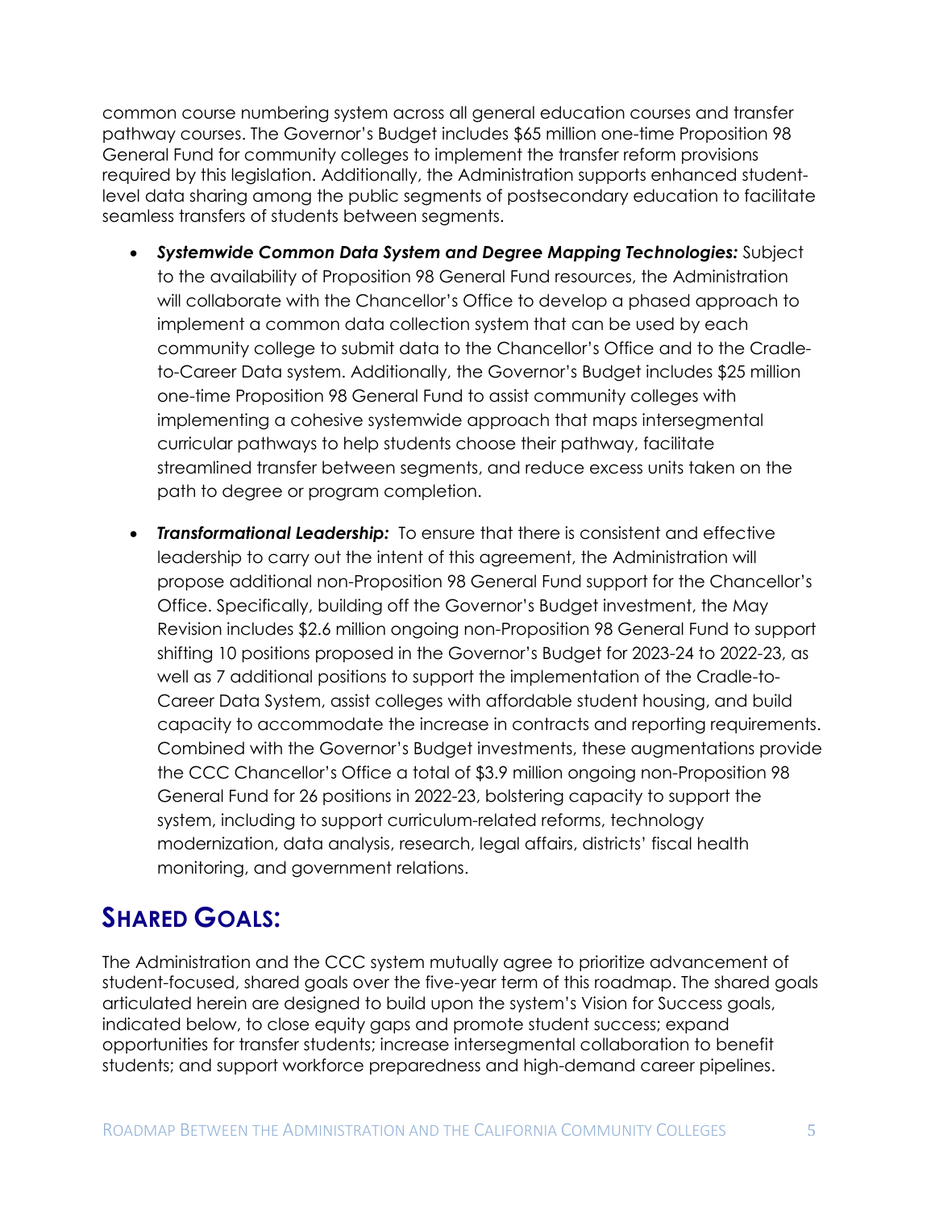common course numbering system across all general education courses and transfer pathway courses. The Governor's Budget includes $65 million one-time Proposition 98 General Fund for community colleges to implement the transfer reform provisions required by this legislation. Additionally, the Administration supports enhanced student-level data sharing among the public segments of postsecondary education to facilitate seamless transfers of students between segments.

- ***Systemwide Common Data System and Degree Mapping Technologies:*** Subject to the availability of Proposition 98 General Fund resources, the Administration will collaborate with the Chancellor's Office to develop a phased approach to implement a common data collection system that can be used by each community college to submit data to the Chancellor's Office and to the Cradle-to-Career Data system. Additionally, the Governor's Budget includes $25 million one-time Proposition 98 General Fund to assist community colleges with implementing a cohesive systemwide approach that maps intersegmental curricular pathways to help students choose their pathway, facilitate streamlined transfer between segments, and reduce excess units taken on the path to degree or program completion.

- ***Transformational Leadership:*** To ensure that there is consistent and effective leadership to carry out the intent of this agreement, the Administration will propose additional non-Proposition 98 General Fund support for the Chancellor's Office. Specifically, building off the Governor's Budget investment, the May Revision includes $2.6 million ongoing non-Proposition 98 General Fund to support shifting 10 positions proposed in the Governor's Budget for 2023-24 to 2022-23, as well as 7 additional positions to support the implementation of the Cradle-to-Career Data System, assist colleges with affordable student housing, and build capacity to accommodate the increase in contracts and reporting requirements. Combined with the Governor's Budget investments, these augmentations provide the CCC Chancellor's Office a total of $3.9 million ongoing non-Proposition 98 General Fund for 26 positions in 2022-23, bolstering capacity to support the system, including to support curriculum-related reforms, technology modernization, data analysis, research, legal affairs, districts' fiscal health monitoring, and government relations.

# SHARED GOALS:

The Administration and the CCC system mutually agree to prioritize advancement of student-focused, shared goals over the five-year term of this roadmap. The shared goals articulated herein are designed to build upon the system's Vision for Success goals, indicated below, to close equity gaps and promote student success; expand opportunities for transfer students; increase intersegmental collaboration to benefit students; and support workforce preparedness and high-demand career pipelines.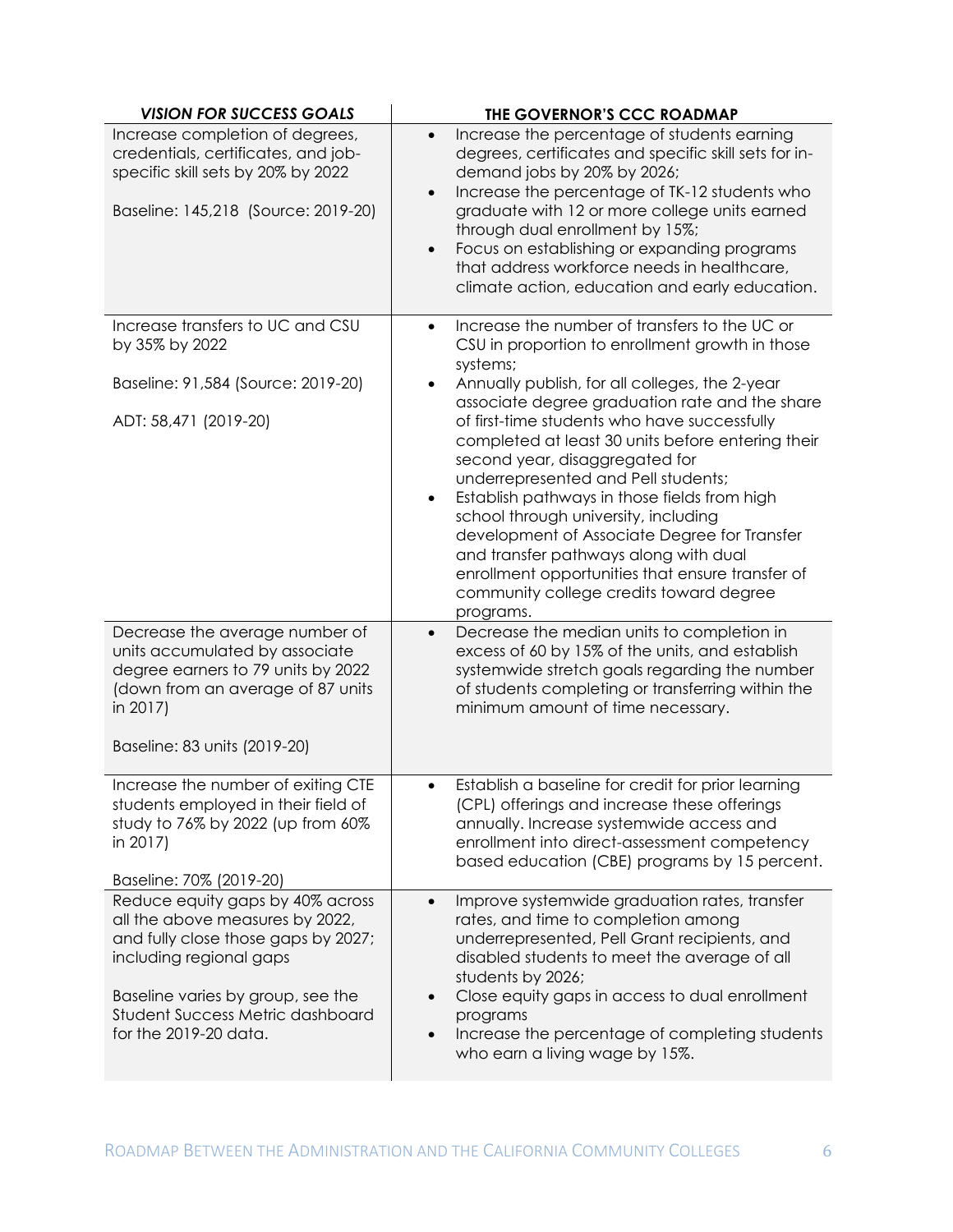| *VISION FOR SUCCESS GOALS* | **THE GOVERNOR'S CCC ROADMAP** |
|---|---|
| Increase completion of degrees, credentials, certificates, and job-specific skill sets by 20% by 2022<br><br>Baseline: 145,218 (Source: 2019-20) | • Increase the percentage of students earning degrees, certificates and specific skill sets for in-demand jobs by 20% by 2026;<br>• Increase the percentage of TK-12 students who graduate with 12 or more college units earned through dual enrollment by 15%;<br>• Focus on establishing or expanding programs that address workforce needs in healthcare, climate action, education and early education. |
| Increase transfers to UC and CSU by 35% by 2022<br><br>Baseline: 91,584 (Source: 2019-20)<br><br>ADT: 58,471 (2019-20) | • Increase the number of transfers to the UC or CSU in proportion to enrollment growth in those systems;<br>• Annually publish, for all colleges, the 2-year associate degree graduation rate and the share of first-time students who have successfully completed at least 30 units before entering their second year, disaggregated for underrepresented and Pell students;<br>• Establish pathways in those fields from high school through university, including development of Associate Degree for Transfer and transfer pathways along with dual enrollment opportunities that ensure transfer of community college credits toward degree programs. |
| Decrease the average number of units accumulated by associate degree earners to 79 units by 2022 (down from an average of 87 units in 2017)<br><br>Baseline: 83 units (2019-20) | • Decrease the median units to completion in excess of 60 by 15% of the units, and establish systemwide stretch goals regarding the number of students completing or transferring within the minimum amount of time necessary. |
| Increase the number of exiting CTE students employed in their field of study to 76% by 2022 (up from 60% in 2017)<br><br>Baseline: 70% (2019-20) | • Establish a baseline for credit for prior learning (CPL) offerings and increase these offerings annually. Increase systemwide access and enrollment into direct-assessment competency based education (CBE) programs by 15 percent. |
| Reduce equity gaps by 40% across all the above measures by 2022, and fully close those gaps by 2027; including regional gaps<br><br>Baseline varies by group, see the Student Success Metric dashboard for the 2019-20 data. | • Improve systemwide graduation rates, transfer rates, and time to completion among underrepresented, Pell Grant recipients, and disabled students to meet the average of all students by 2026;<br>• Close equity gaps in access to dual enrollment programs<br>• Increase the percentage of completing students who earn a living wage by 15%. |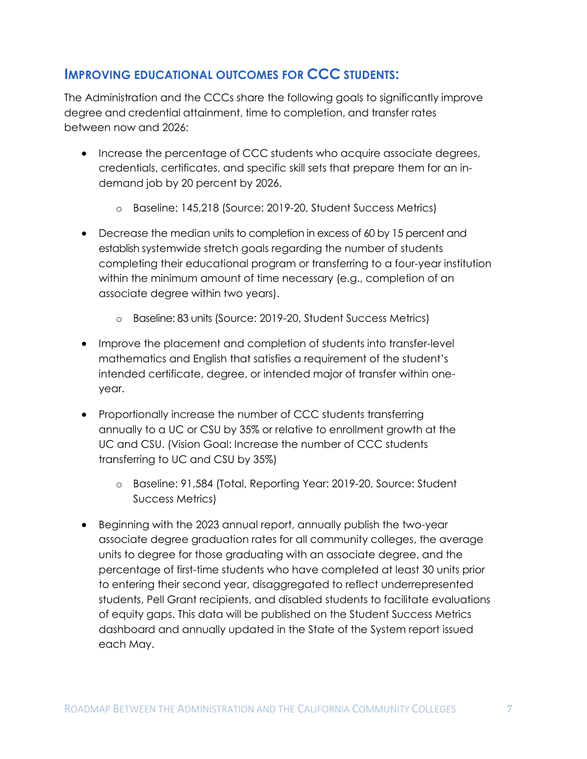## IMPROVING EDUCATIONAL OUTCOMES FOR CCC STUDENTS:

The Administration and the CCCs share the following goals to significantly improve degree and credential attainment, time to completion, and transfer rates between now and 2026:

- Increase the percentage of CCC students who acquire associate degrees, credentials, certificates, and specific skill sets that prepare them for an in-demand job by 20 percent by 2026.
  - Baseline: 145,218 (Source: 2019-20, Student Success Metrics)
- Decrease the median units to completion in excess of 60 by 15 percent and establish systemwide stretch goals regarding the number of students completing their educational program or transferring to a four-year institution within the minimum amount of time necessary (e.g., completion of an associate degree within two years).
  - Baseline: 83 units (Source: 2019-20, Student Success Metrics)
- Improve the placement and completion of students into transfer-level mathematics and English that satisfies a requirement of the student's intended certificate, degree, or intended major of transfer within one-year.
- Proportionally increase the number of CCC students transferring annually to a UC or CSU by 35% or relative to enrollment growth at the UC and CSU. (Vision Goal: Increase the number of CCC students transferring to UC and CSU by 35%)
  - Baseline: 91,584 (Total, Reporting Year: 2019-20, Source: Student Success Metrics)
- Beginning with the 2023 annual report, annually publish the two-year associate degree graduation rates for all community colleges, the average units to degree for those graduating with an associate degree, and the percentage of first-time students who have completed at least 30 units prior to entering their second year, disaggregated to reflect underrepresented students, Pell Grant recipients, and disabled students to facilitate evaluations of equity gaps. This data will be published on the Student Success Metrics dashboard and annually updated in the State of the System report issued each May.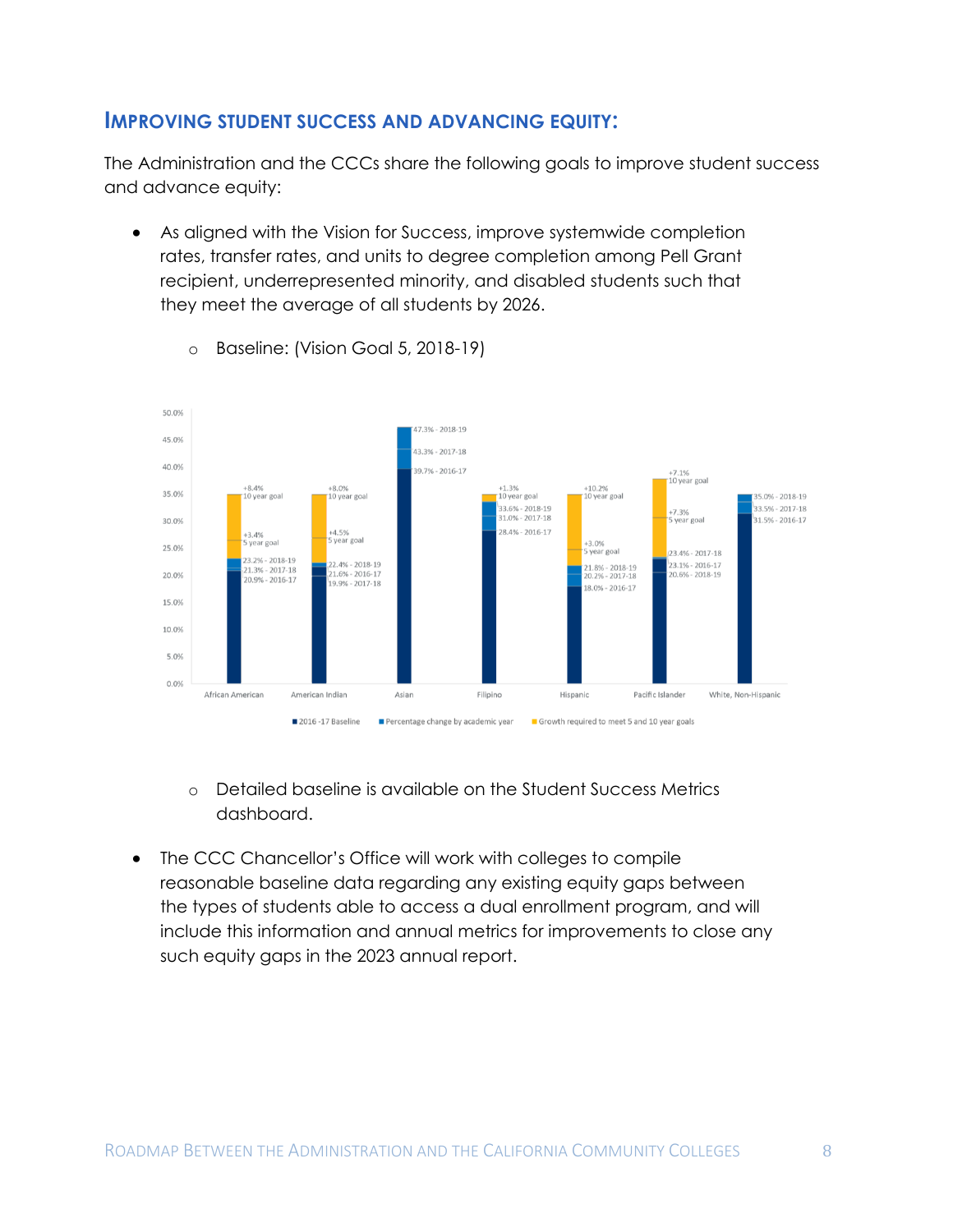## Improving Student Success and Advancing Equity:

The Administration and the CCCs share the following goals to improve student success and advance equity:

- As aligned with the Vision for Success, improve systemwide completion rates, transfer rates, and units to degree completion among Pell Grant recipient, underrepresented minority, and disabled students such that they meet the average of all students by 2026.
  - Baseline: (Vision Goal 5, 2018-19)

| | 2016-17 | 2017-18 | 2018-19 | 5 year goal | 10 year goal |
|---|---|---|---|---|---|
| African American | 20.9% | 21.3% | 23.2% | +3.4% | +8.4% |
| American Indian | 21.6% | 19.9% | 22.4% | +4.5% | +8.0% |
| Asian | 39.7% | 43.3% | 47.3% | | |
| Filipino | 28.4% | 31.0% | 33.6% | | +1.3% |
| Hispanic | 18.0% | 20.2% | 21.8% | +3.0% | +10.2% |
| Pacific Islander | 23.1% | 23.4% | 20.6% | +7.3% | +7.1% |
| White, Non-Hispanic | 31.5% | 33.5% | 35.0% | | |

■ 2016 -17 Baseline ■ Percentage change by academic year ■ Growth required to meet 5 and 10 year goals

  - Detailed baseline is available on the Student Success Metrics dashboard.

- The CCC Chancellor's Office will work with colleges to compile reasonable baseline data regarding any existing equity gaps between the types of students able to access a dual enrollment program, and will include this information and annual metrics for improvements to close any such equity gaps in the 2023 annual report.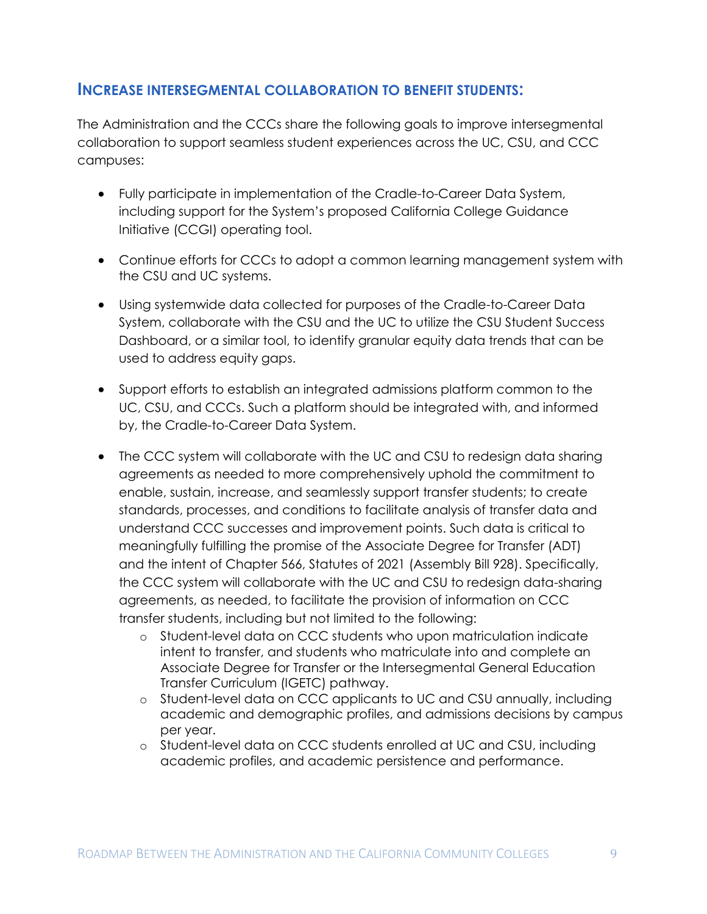## INCREASE INTERSEGMENTAL COLLABORATION TO BENEFIT STUDENTS:

The Administration and the CCCs share the following goals to improve intersegmental collaboration to support seamless student experiences across the UC, CSU, and CCC campuses:

- Fully participate in implementation of the Cradle-to-Career Data System, including support for the System's proposed California College Guidance Initiative (CCGI) operating tool.
- Continue efforts for CCCs to adopt a common learning management system with the CSU and UC systems.
- Using systemwide data collected for purposes of the Cradle-to-Career Data System, collaborate with the CSU and the UC to utilize the CSU Student Success Dashboard, or a similar tool, to identify granular equity data trends that can be used to address equity gaps.
- Support efforts to establish an integrated admissions platform common to the UC, CSU, and CCCs. Such a platform should be integrated with, and informed by, the Cradle-to-Career Data System.
- The CCC system will collaborate with the UC and CSU to redesign data sharing agreements as needed to more comprehensively uphold the commitment to enable, sustain, increase, and seamlessly support transfer students; to create standards, processes, and conditions to facilitate analysis of transfer data and understand CCC successes and improvement points. Such data is critical to meaningfully fulfilling the promise of the Associate Degree for Transfer (ADT) and the intent of Chapter 566, Statutes of 2021 (Assembly Bill 928). Specifically, the CCC system will collaborate with the UC and CSU to redesign data-sharing agreements, as needed, to facilitate the provision of information on CCC transfer students, including but not limited to the following:
  - Student-level data on CCC students who upon matriculation indicate intent to transfer, and students who matriculate into and complete an Associate Degree for Transfer or the Intersegmental General Education Transfer Curriculum (IGETC) pathway.
  - Student-level data on CCC applicants to UC and CSU annually, including academic and demographic profiles, and admissions decisions by campus per year.
  - Student-level data on CCC students enrolled at UC and CSU, including academic profiles, and academic persistence and performance.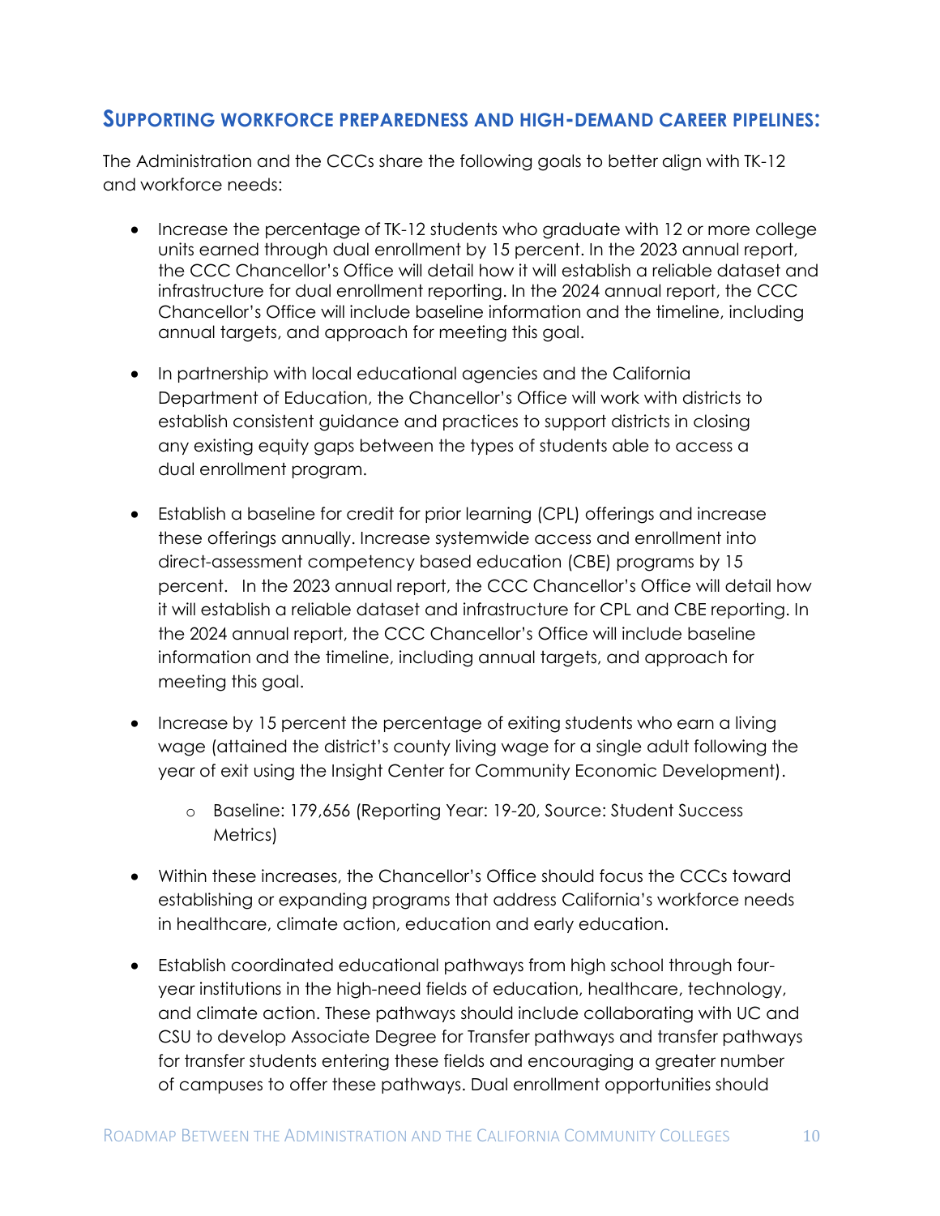## Supporting workforce preparedness and high-demand career pipelines:

The Administration and the CCCs share the following goals to better align with TK-12 and workforce needs:

- Increase the percentage of TK-12 students who graduate with 12 or more college units earned through dual enrollment by 15 percent. In the 2023 annual report, the CCC Chancellor's Office will detail how it will establish a reliable dataset and infrastructure for dual enrollment reporting. In the 2024 annual report, the CCC Chancellor's Office will include baseline information and the timeline, including annual targets, and approach for meeting this goal.

- In partnership with local educational agencies and the California Department of Education, the Chancellor's Office will work with districts to establish consistent guidance and practices to support districts in closing any existing equity gaps between the types of students able to access a dual enrollment program.

- Establish a baseline for credit for prior learning (CPL) offerings and increase these offerings annually. Increase systemwide access and enrollment into direct-assessment competency based education (CBE) programs by 15 percent. In the 2023 annual report, the CCC Chancellor's Office will detail how it will establish a reliable dataset and infrastructure for CPL and CBE reporting. In the 2024 annual report, the CCC Chancellor's Office will include baseline information and the timeline, including annual targets, and approach for meeting this goal.

- Increase by 15 percent the percentage of exiting students who earn a living wage (attained the district's county living wage for a single adult following the year of exit using the Insight Center for Community Economic Development).
    - Baseline: 179,656 (Reporting Year: 19-20, Source: Student Success Metrics)

- Within these increases, the Chancellor's Office should focus the CCCs toward establishing or expanding programs that address California's workforce needs in healthcare, climate action, education and early education.

- Establish coordinated educational pathways from high school through four-year institutions in the high-need fields of education, healthcare, technology, and climate action. These pathways should include collaborating with UC and CSU to develop Associate Degree for Transfer pathways and transfer pathways for transfer students entering these fields and encouraging a greater number of campuses to offer these pathways. Dual enrollment opportunities should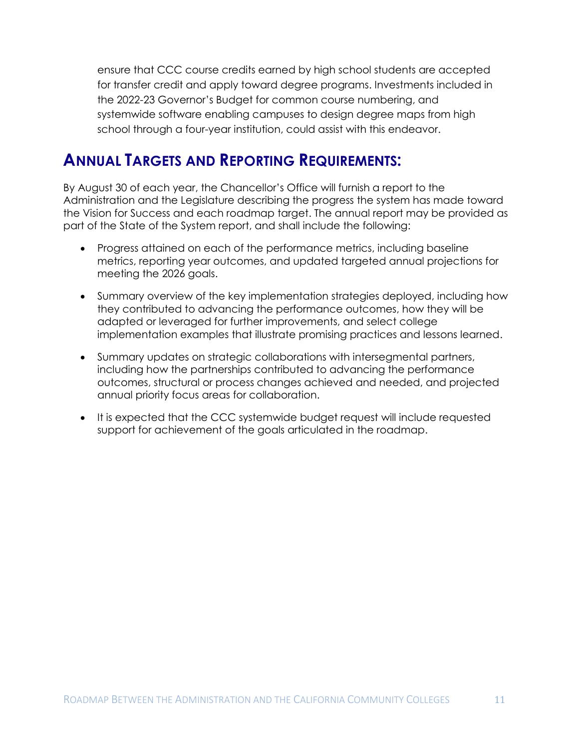ensure that CCC course credits earned by high school students are accepted for transfer credit and apply toward degree programs. Investments included in the 2022-23 Governor's Budget for common course numbering, and systemwide software enabling campuses to design degree maps from high school through a four-year institution, could assist with this endeavor.

## ANNUAL TARGETS AND REPORTING REQUIREMENTS:

By August 30 of each year, the Chancellor's Office will furnish a report to the Administration and the Legislature describing the progress the system has made toward the Vision for Success and each roadmap target. The annual report may be provided as part of the State of the System report, and shall include the following:

- Progress attained on each of the performance metrics, including baseline metrics, reporting year outcomes, and updated targeted annual projections for meeting the 2026 goals.
- Summary overview of the key implementation strategies deployed, including how they contributed to advancing the performance outcomes, how they will be adapted or leveraged for further improvements, and select college implementation examples that illustrate promising practices and lessons learned.
- Summary updates on strategic collaborations with intersegmental partners, including how the partnerships contributed to advancing the performance outcomes, structural or process changes achieved and needed, and projected annual priority focus areas for collaboration.
- It is expected that the CCC systemwide budget request will include requested support for achievement of the goals articulated in the roadmap.